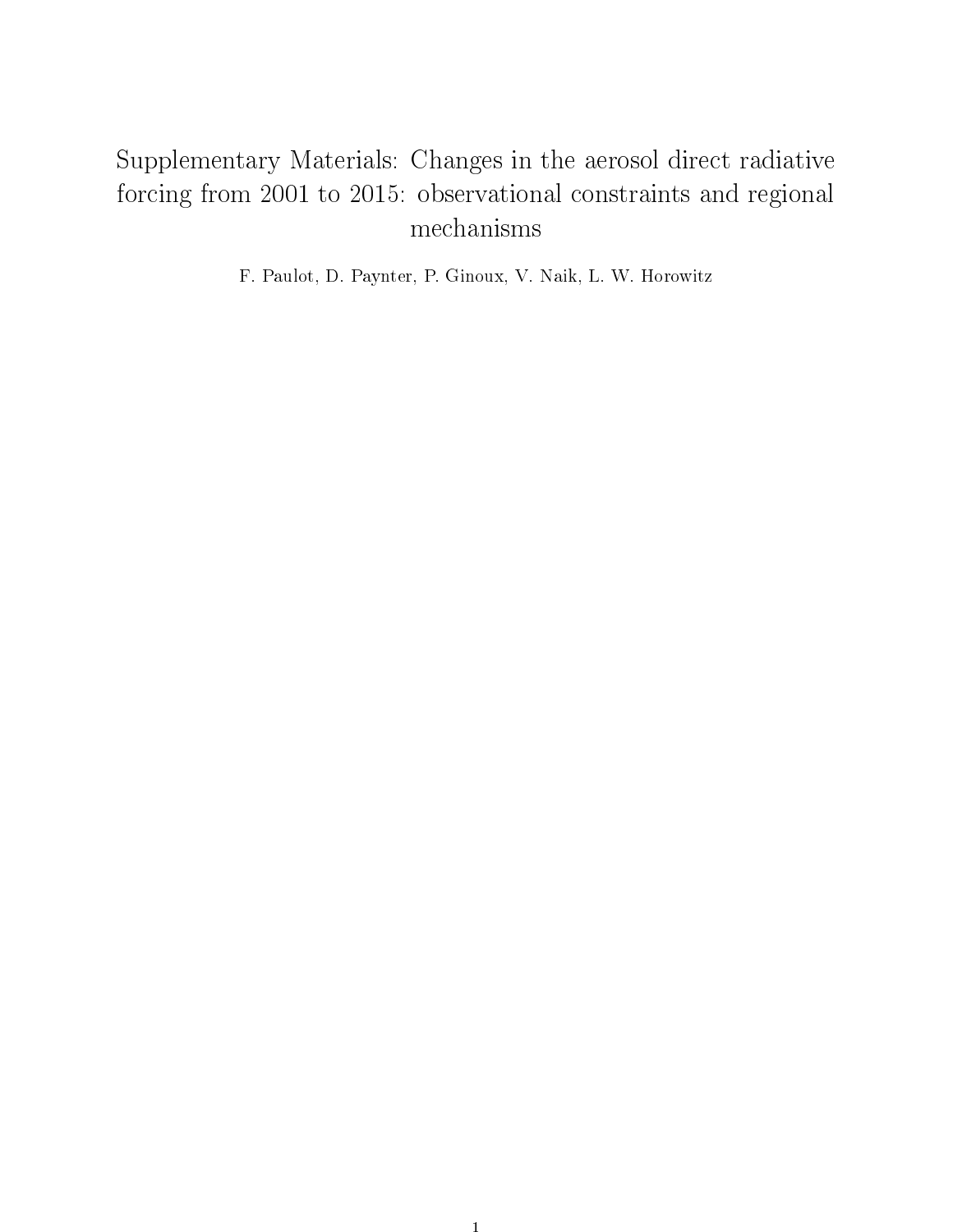# Supplementary Materials: Changes in the aerosol direct radiative forcing from 2001 to 2015: observational constraints and regional mechanisms

F. Paulot, D. Paynter, P. Ginoux, V. Naik, L. W. Horowitz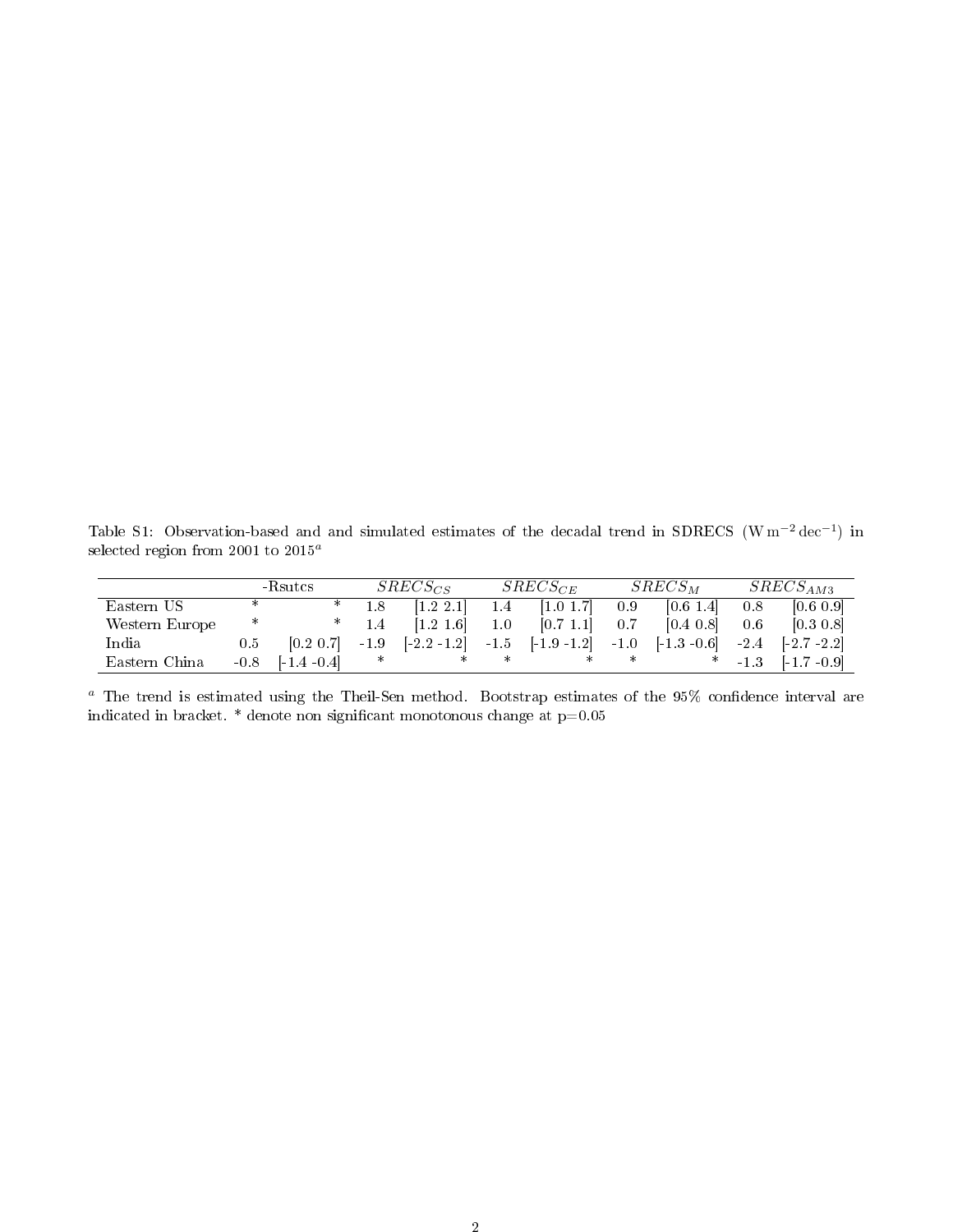Table S1: Observation-based and and simulated estimates of the decadal trend in SDRECS ($\mathrm{W\,m^{-2}\,dec^{-1}}$) in selected region from 2001 to 2015[a]

| | -Rsutcs | | $SRECS_{CS}$ | | $SRECS_{CE}$ | | $SRECS_{M}$ | | $SRECS_{AM3}$ | |
|---|---|---|---|---|---|---|---|---|---|---|
| Eastern US | * | * | 1.8 | [1.2 2.1] | 1.4 | [1.0 1.7] | 0.9 | [0.6 1.4] | 0.8 | [0.6 0.9] |
| Western Europe | * | * | 1.4 | [1.2 1.6] | 1.0 | [0.7 1.1] | 0.7 | [0.4 0.8] | 0.6 | [0.3 0.8] |
| India | 0.5 | [0.2 0.7] | -1.9 | [-2.2 -1.2] | -1.5 | [-1.9 -1.2] | -1.0 | [-1.3 -0.6] | -2.4 | [-2.7 -2.2] |
| Eastern China | -0.8 | [-1.4 -0.4] | * | * | * | * | * | * | -1.3 | [-1.7 -0.9] |

[a] The trend is estimated using the Theil-Sen method. Bootstrap estimates of the 95% confidence interval are indicated in bracket. * denote non significant monotonous change at p=0.05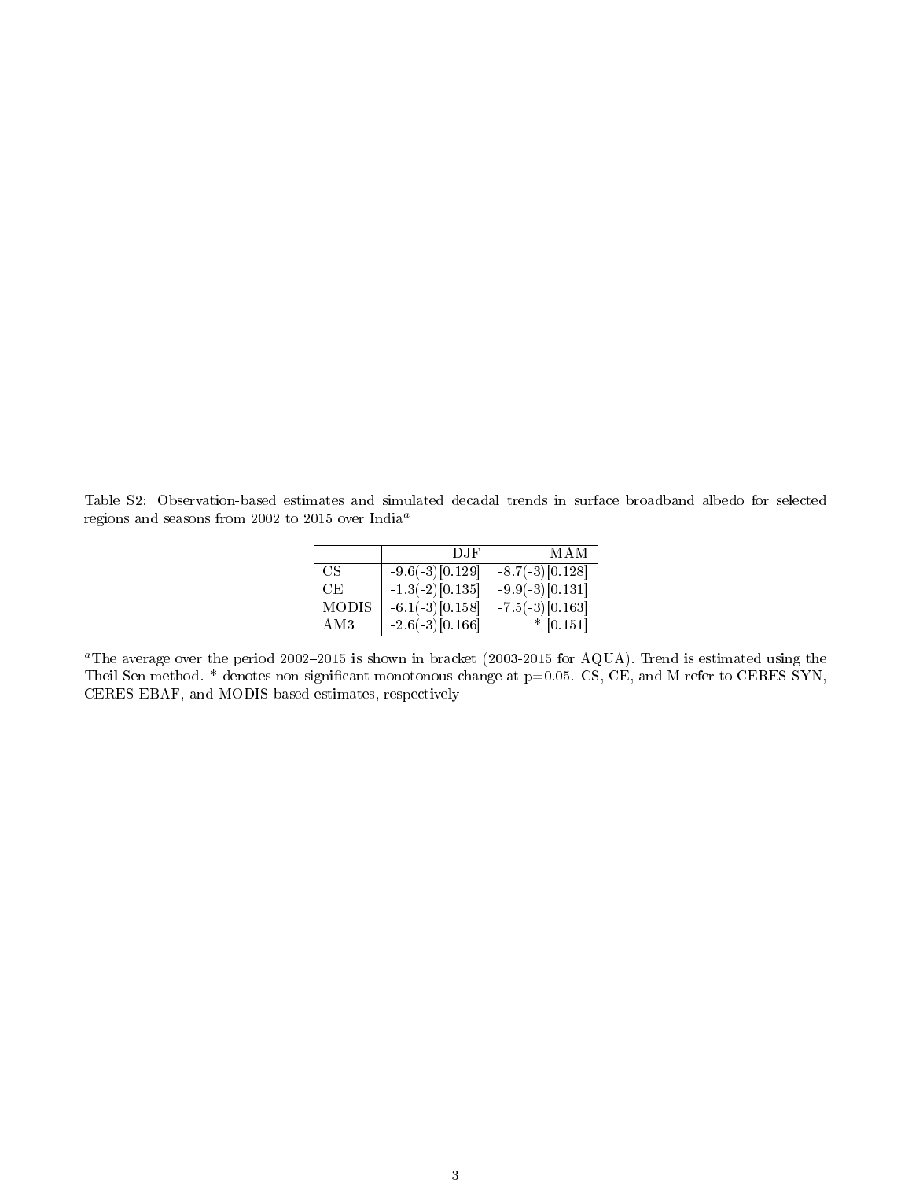Table S2: Observation-based estimates and simulated decadal trends in surface broadband albedo for selected regions and seasons from 2002 to 2015 over India[a]

| | DJF | MAM |
|---|---|---|
| CS | -9.6(-3) [0.129] | -8.7(-3) [0.128] |
| CE | -1.3(-2) [0.135] | -9.9(-3) [0.131] |
| MODIS | -6.1(-3) [0.158] | -7.5(-3) [0.163] |
| AM3 | -2.6(-3) [0.166] | * [0.151] |

[a]The average over the period 2002–2015 is shown in bracket (2003-2015 for AQUA). Trend is estimated using the Theil-Sen method. * denotes non significant monotonous change at p=0.05. CS, CE, and M refer to CERES-SYN, CERES-EBAF, and MODIS based estimates, respectively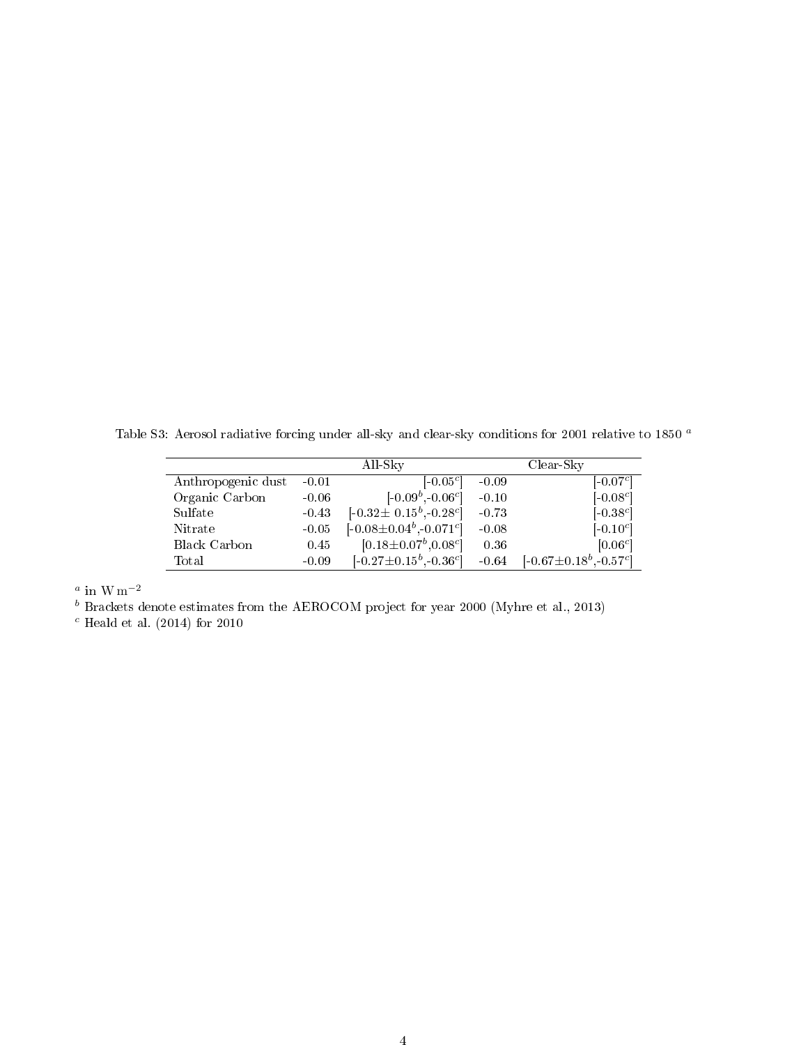Table S3: Aerosol radiative forcing under all-sky and clear-sky conditions for 2001 relative to 1850 [a]

| | All-Sky | | Clear-Sky | |
|---|---|---|---|---|
| Anthropogenic dust | -0.01 | [-0.05[c]] | -0.09 | [-0.07[c]] |
| Organic Carbon | -0.06 | [-0.09[b],-0.06[c]] | -0.10 | [-0.08[c]] |
| Sulfate | -0.43 | [-0.32± 0.15[b],-0.28[c]] | -0.73 | [-0.38[c]] |
| Nitrate | -0.05 | [-0.08±0.04[b],-0.071[c]] | -0.08 | [-0.10[c]] |
| Black Carbon | 0.45 | [0.18±0.07[b],0.08[c]] | 0.36 | [0.06[c]] |
| Total | -0.09 | [-0.27±0.15[b],-0.36[c]] | -0.64 | [-0.67±0.18[b],-0.57[c]] |

[a] in $\mathrm{W\,m^{-2}}$

[b] Brackets denote estimates from the AEROCOM project for year 2000 (Myhre et al., 2013)

[c] Heald et al. (2014) for 2010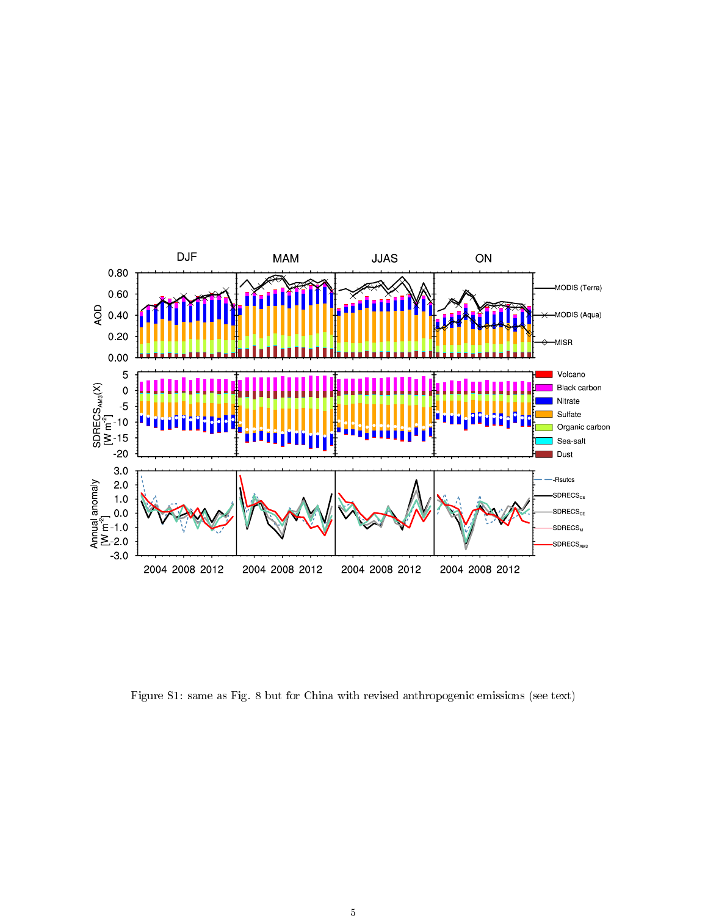Figure S1: same as Fig. 8 but for China with revised anthropogenic emissions (see text)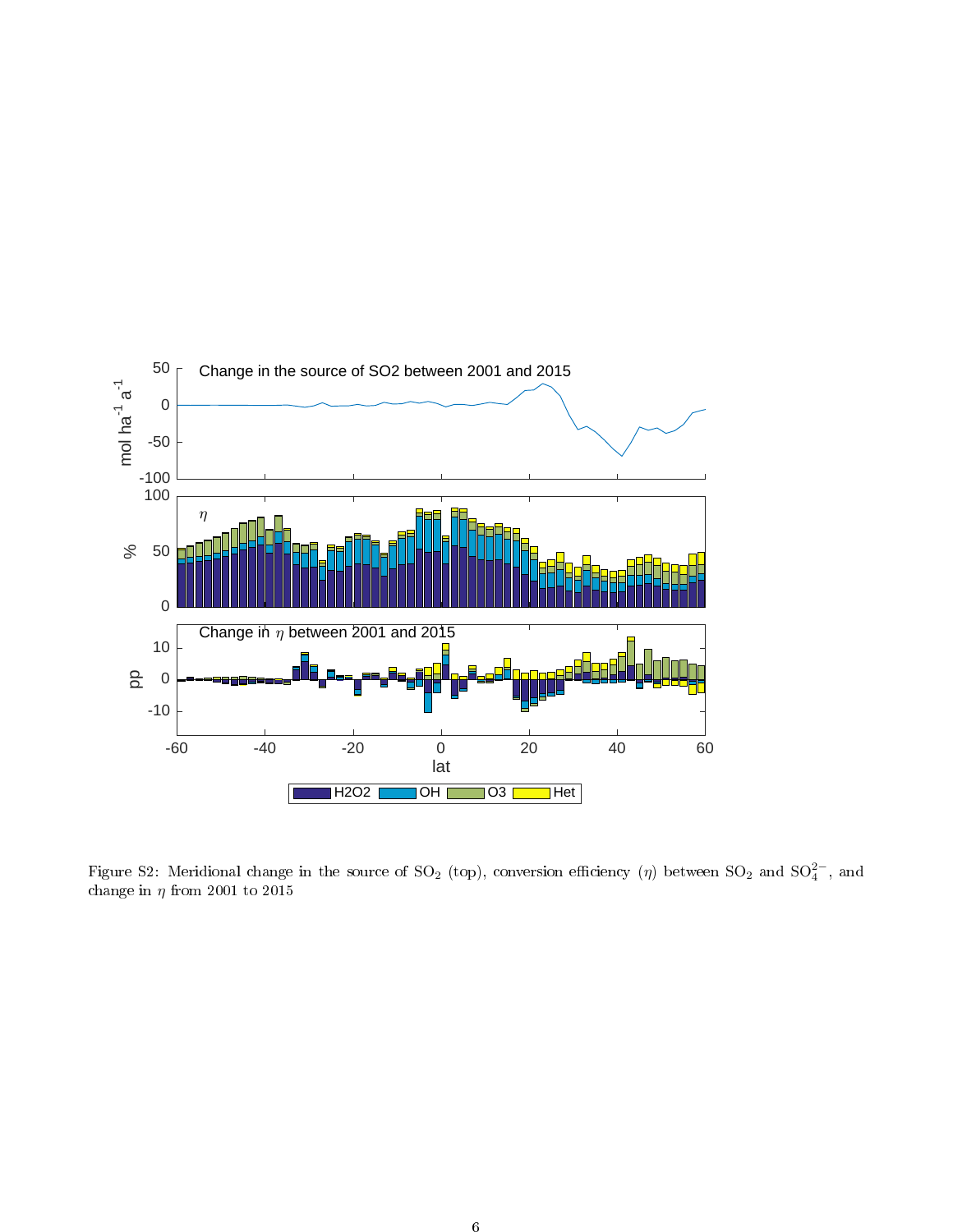Figure S2: Meridional change in the source of $SO_2$ (top), conversion efficiency ($\eta$) between $SO_2$ and $SO_4^{2-}$, and change in $\eta$ from 2001 to 2015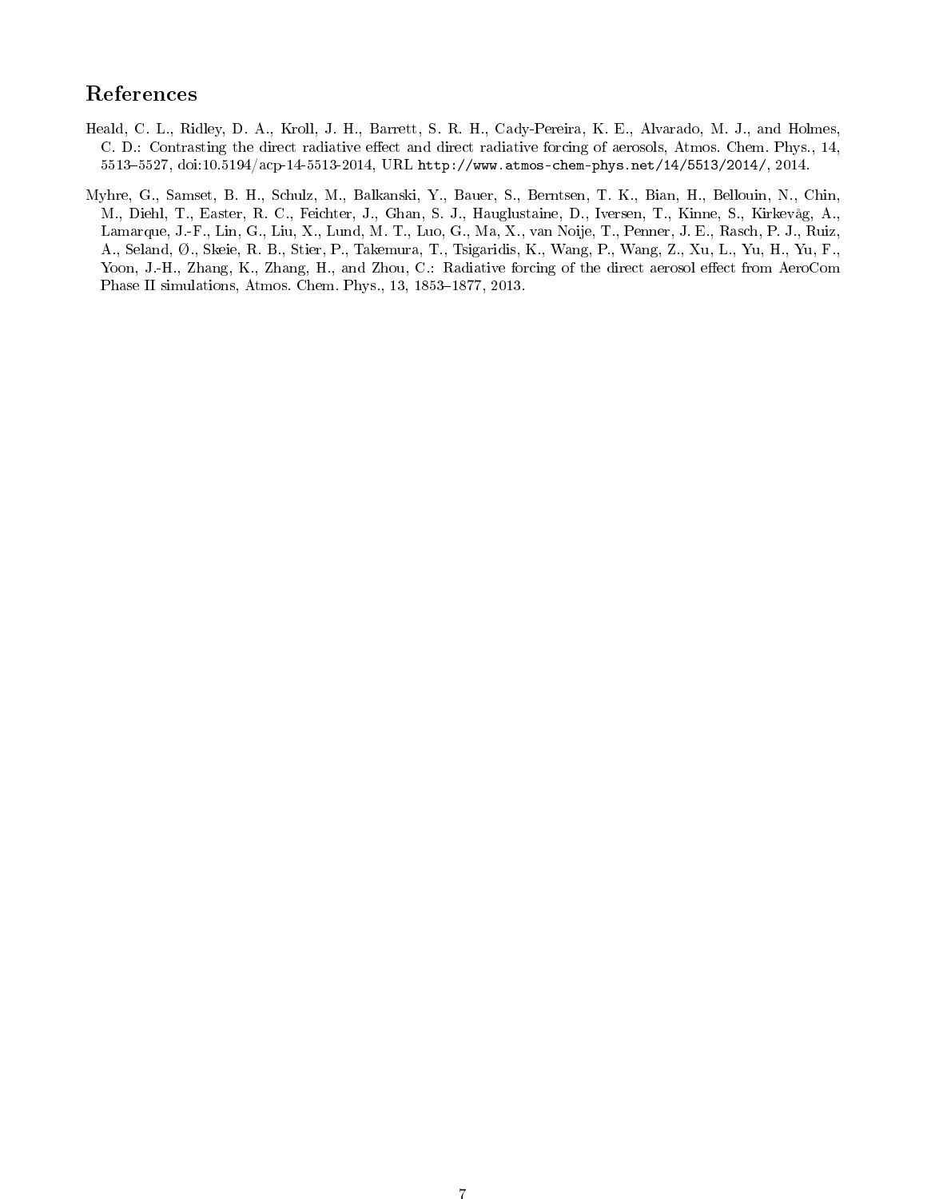# References

Heald, C. L., Ridley, D. A., Kroll, J. H., Barrett, S. R. H., Cady-Pereira, K. E., Alvarado, M. J., and Holmes, C. D.: Contrasting the direct radiative effect and direct radiative forcing of aerosols, Atmos. Chem. Phys., 14, 5513–5527, doi:10.5194/acp-14-5513-2014, URL http://www.atmos-chem-phys.net/14/5513/2014/, 2014.

Myhre, G., Samset, B. H., Schulz, M., Balkanski, Y., Bauer, S., Berntsen, T. K., Bian, H., Bellouin, N., Chin, M., Diehl, T., Easter, R. C., Feichter, J., Ghan, S. J., Hauglustaine, D., Iversen, T., Kinne, S., Kirkevåg, A., Lamarque, J.-F., Lin, G., Liu, X., Lund, M. T., Luo, G., Ma, X., van Noije, T., Penner, J. E., Rasch, P. J., Ruiz, A., Seland, Ø., Skeie, R. B., Stier, P., Takemura, T., Tsigaridis, K., Wang, P., Wang, Z., Xu, L., Yu, H., Yu, F., Yoon, J.-H., Zhang, K., Zhang, H., and Zhou, C.: Radiative forcing of the direct aerosol effect from AeroCom Phase II simulations, Atmos. Chem. Phys., 13, 1853–1877, 2013.